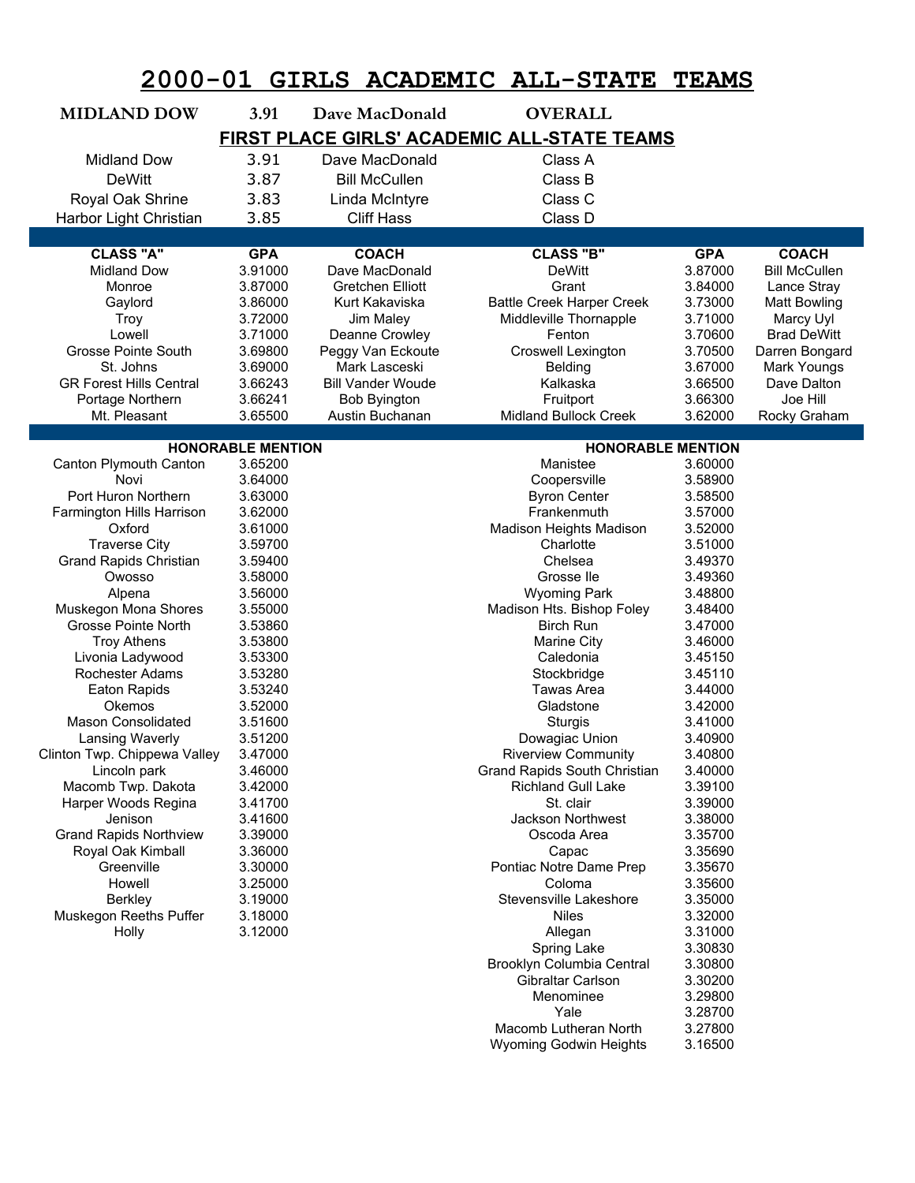# 2000-01 GIRLS ACADEMIC ALL-STATE TEAMS

| | | | |
|---|---|---|---|
| **MIDLAND DOW** | **3.91** | **Dave MacDonald** | **OVERALL** |

## FIRST PLACE GIRLS' ACADEMIC ALL-STATE TEAMS

| | | | |
|---|---|---|---|
| Midland Dow | 3.91 | Dave MacDonald | Class A |
| DeWitt | 3.87 | Bill McCullen | Class B |
| Royal Oak Shrine | 3.83 | Linda McIntyre | Class C |
| Harbor Light Christian | 3.85 | Cliff Hass | Class D |

| CLASS "A" | GPA | COACH | CLASS "B" | GPA | COACH |
|---|---|---|---|---|---|
| Midland Dow | 3.91000 | Dave MacDonald | DeWitt | 3.87000 | Bill McCullen |
| Monroe | 3.87000 | Gretchen Elliott | Grant | 3.84000 | Lance Stray |
| Gaylord | 3.86000 | Kurt Kakaviska | Battle Creek Harper Creek | 3.73000 | Matt Bowling |
| Troy | 3.72000 | Jim Maley | Middleville Thornapple | 3.71000 | Marcy Uyl |
| Lowell | 3.71000 | Deanne Crowley | Fenton | 3.70600 | Brad DeWitt |
| Grosse Pointe South | 3.69800 | Peggy Van Eckoute | Croswell Lexington | 3.70500 | Darren Bongard |
| St. Johns | 3.69000 | Mark Lasceski | Belding | 3.67000 | Mark Youngs |
| GR Forest Hills Central | 3.66243 | Bill Vander Woude | Kalkaska | 3.66500 | Dave Dalton |
| Portage Northern | 3.66241 | Bob Byington | Fruitport | 3.66300 | Joe Hill |
| Mt. Pleasant | 3.65500 | Austin Buchanan | Midland Bullock Creek | 3.62000 | Rocky Graham |

| HONORABLE MENTION | | HONORABLE MENTION | |
|---|---|---|---|
| Canton Plymouth Canton | 3.65200 | Manistee | 3.60000 |
| Novi | 3.64000 | Coopersville | 3.58900 |
| Port Huron Northern | 3.63000 | Byron Center | 3.58500 |
| Farmington Hills Harrison | 3.62000 | Frankenmuth | 3.57000 |
| Oxford | 3.61000 | Madison Heights Madison | 3.52000 |
| Traverse City | 3.59700 | Charlotte | 3.51000 |
| Grand Rapids Christian | 3.59400 | Chelsea | 3.49370 |
| Owosso | 3.58000 | Grosse Ile | 3.49360 |
| Alpena | 3.56000 | Wyoming Park | 3.48800 |
| Muskegon Mona Shores | 3.55000 | Madison Hts. Bishop Foley | 3.48400 |
| Grosse Pointe North | 3.53860 | Birch Run | 3.47000 |
| Troy Athens | 3.53800 | Marine City | 3.46000 |
| Livonia Ladywood | 3.53300 | Caledonia | 3.45150 |
| Rochester Adams | 3.53280 | Stockbridge | 3.45110 |
| Eaton Rapids | 3.53240 | Tawas Area | 3.44000 |
| Okemos | 3.52000 | Gladstone | 3.42000 |
| Mason Consolidated | 3.51600 | Sturgis | 3.41000 |
| Lansing Waverly | 3.51200 | Dowagiac Union | 3.40900 |
| Clinton Twp. Chippewa Valley | 3.47000 | Riverview Community | 3.40800 |
| Lincoln park | 3.46000 | Grand Rapids South Christian | 3.40000 |
| Macomb Twp. Dakota | 3.42000 | Richland Gull Lake | 3.39100 |
| Harper Woods Regina | 3.41700 | St. clair | 3.39000 |
| Jenison | 3.41600 | Jackson Northwest | 3.38000 |
| Grand Rapids Northview | 3.39000 | Oscoda Area | 3.35700 |
| Royal Oak Kimball | 3.36000 | Capac | 3.35690 |
| Greenville | 3.30000 | Pontiac Notre Dame Prep | 3.35670 |
| Howell | 3.25000 | Coloma | 3.35600 |
| Berkley | 3.19000 | Stevensville Lakeshore | 3.35000 |
| Muskegon Reeths Puffer | 3.18000 | Niles | 3.32000 |
| Holly | 3.12000 | Allegan | 3.31000 |
| | | Spring Lake | 3.30830 |
| | | Brooklyn Columbia Central | 3.30800 |
| | | Gibraltar Carlson | 3.30200 |
| | | Menominee | 3.29800 |
| | | Yale | 3.28700 |
| | | Macomb Lutheran North | 3.27800 |
| | | Wyoming Godwin Heights | 3.16500 |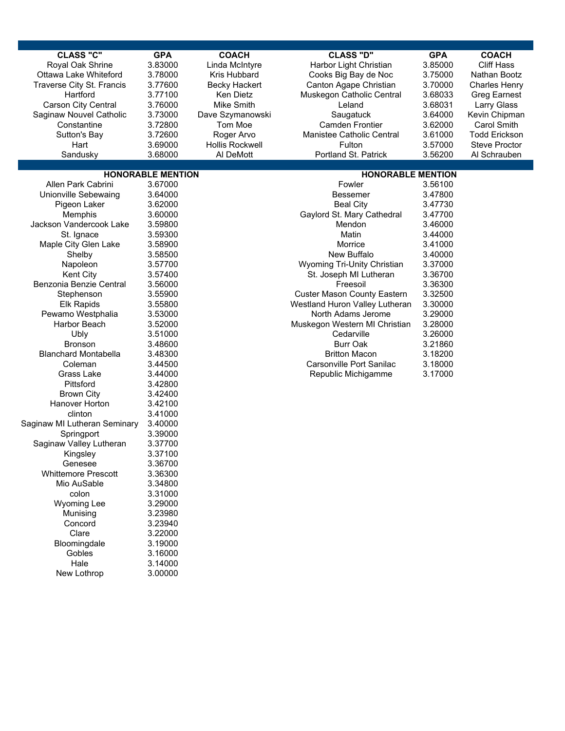| CLASS "C" | GPA | COACH | CLASS "D" | GPA | COACH |
|---|---|---|---|---|---|
| Royal Oak Shrine | 3.83000 | Linda McIntyre | Harbor Light Christian | 3.85000 | Cliff Hass |
| Ottawa Lake Whiteford | 3.78000 | Kris Hubbard | Cooks Big Bay de Noc | 3.75000 | Nathan Bootz |
| Traverse City St. Francis | 3.77600 | Becky Hackert | Canton Agape Christian | 3.70000 | Charles Henry |
| Hartford | 3.77100 | Ken Dietz | Muskegon Catholic Central | 3.68033 | Greg Earnest |
| Carson City Central | 3.76000 | Mike Smith | Leland | 3.68031 | Larry Glass |
| Saginaw Nouvel Catholic | 3.73000 | Dave Szymanowski | Saugatuck | 3.64000 | Kevin Chipman |
| Constantine | 3.72800 | Tom Moe | Camden Frontier | 3.62000 | Carol Smith |
| Sutton's Bay | 3.72600 | Roger Arvo | Manistee Catholic Central | 3.61000 | Todd Erickson |
| Hart | 3.69000 | Hollis Rockwell | Fulton | 3.57000 | Steve Proctor |
| Sandusky | 3.68000 | Al DeMott | Portland St. Patrick | 3.56200 | Al Schrauben |

| HONORABLE MENTION | | HONORABLE MENTION | |
|---|---|---|---|
| Allen Park Cabrini | 3.67000 | Fowler | 3.56100 |
| Unionville Sebewaing | 3.64000 | Bessemer | 3.47800 |
| Pigeon Laker | 3.62000 | Beal City | 3.47730 |
| Memphis | 3.60000 | Gaylord St. Mary Cathedral | 3.47700 |
| Jackson Vandercook Lake | 3.59800 | Mendon | 3.46000 |
| St. Ignace | 3.59300 | Matin | 3.44000 |
| Maple City Glen Lake | 3.58900 | Morrice | 3.41000 |
| Shelby | 3.58500 | New Buffalo | 3.40000 |
| Napoleon | 3.57700 | Wyoming Tri-Unity Christian | 3.37000 |
| Kent City | 3.57400 | St. Joseph MI Lutheran | 3.36700 |
| Benzonia Benzie Central | 3.56000 | Freesoil | 3.36300 |
| Stephenson | 3.55900 | Custer Mason County Eastern | 3.32500 |
| Elk Rapids | 3.55800 | Westland Huron Valley Lutheran | 3.30000 |
| Pewamo Westphalia | 3.53000 | North Adams Jerome | 3.29000 |
| Harbor Beach | 3.52000 | Muskegon Western MI Christian | 3.28000 |
| Ubly | 3.51000 | Cedarville | 3.26000 |
| Bronson | 3.48600 | Burr Oak | 3.21860 |
| Blanchard Montabella | 3.48300 | Britton Macon | 3.18200 |
| Coleman | 3.44500 | Carsonville Port Sanilac | 3.18000 |
| Grass Lake | 3.44000 | Republic Michigamme | 3.17000 |
| Pittsford | 3.42800 | | |
| Brown City | 3.42400 | | |
| Hanover Horton | 3.42100 | | |
| clinton | 3.41000 | | |
| Saginaw MI Lutheran Seminary | 3.40000 | | |
| Springport | 3.39000 | | |
| Saginaw Valley Lutheran | 3.37700 | | |
| Kingsley | 3.37100 | | |
| Genesee | 3.36700 | | |
| Whittemore Prescott | 3.36300 | | |
| Mio AuSable | 3.34800 | | |
| colon | 3.31000 | | |
| Wyoming Lee | 3.29000 | | |
| Munising | 3.23980 | | |
| Concord | 3.23940 | | |
| Clare | 3.22000 | | |
| Bloomingdale | 3.19000 | | |
| Gobles | 3.16000 | | |
| Hale | 3.14000 | | |
| New Lothrop | 3.00000 | | |